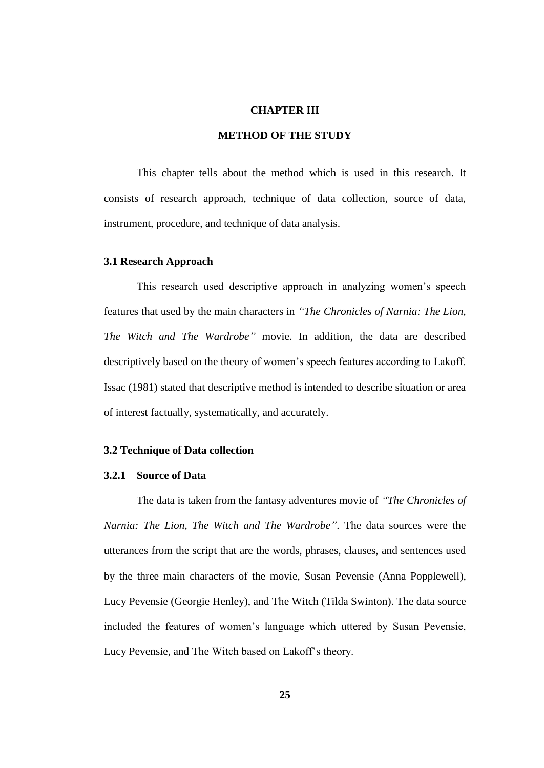# CHAPTER III

# METHOD OF THE STUDY

This chapter tells about the method which is used in this research. It consists of research approach, technique of data collection, source of data, instrument, procedure, and technique of data analysis.

## 3.1 Research Approach

This research used descriptive approach in analyzing women's speech features that used by the main characters in *"The Chronicles of Narnia: The Lion, The Witch and The Wardrobe"* movie. In addition, the data are described descriptively based on the theory of women's speech features according to Lakoff. Issac (1981) stated that descriptive method is intended to describe situation or area of interest factually, systematically, and accurately.

## 3.2 Technique of Data collection

### 3.2.1 Source of Data

The data is taken from the fantasy adventures movie of *"The Chronicles of Narnia: The Lion, The Witch and The Wardrobe"*. The data sources were the utterances from the script that are the words, phrases, clauses, and sentences used by the three main characters of the movie, Susan Pevensie (Anna Popplewell), Lucy Pevensie (Georgie Henley), and The Witch (Tilda Swinton). The data source included the features of women's language which uttered by Susan Pevensie, Lucy Pevensie, and The Witch based on Lakoff's theory.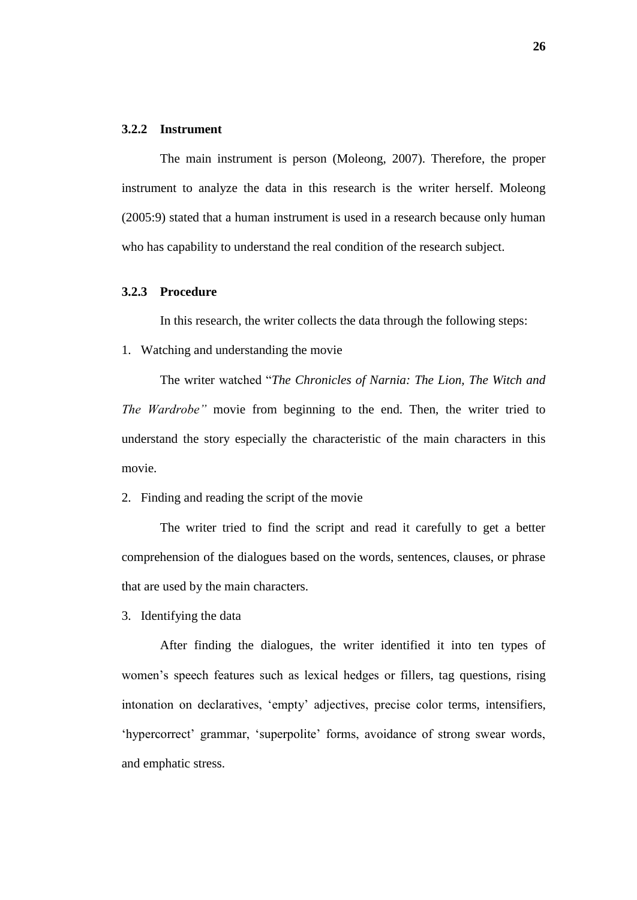### 3.2.2 Instrument

The main instrument is person (Moleong, 2007). Therefore, the proper instrument to analyze the data in this research is the writer herself. Moleong (2005:9) stated that a human instrument is used in a research because only human who has capability to understand the real condition of the research subject.

### 3.2.3 Procedure

In this research, the writer collects the data through the following steps:

1. Watching and understanding the movie

   The writer watched "*The Chronicles of Narnia: The Lion, The Witch and The Wardrobe"* movie from beginning to the end. Then, the writer tried to understand the story especially the characteristic of the main characters in this movie.

2. Finding and reading the script of the movie

   The writer tried to find the script and read it carefully to get a better comprehension of the dialogues based on the words, sentences, clauses, or phrase that are used by the main characters.

3. Identifying the data

   After finding the dialogues, the writer identified it into ten types of women's speech features such as lexical hedges or fillers, tag questions, rising intonation on declaratives, 'empty' adjectives, precise color terms, intensifiers, 'hypercorrect' grammar, 'superpolite' forms, avoidance of strong swear words, and emphatic stress.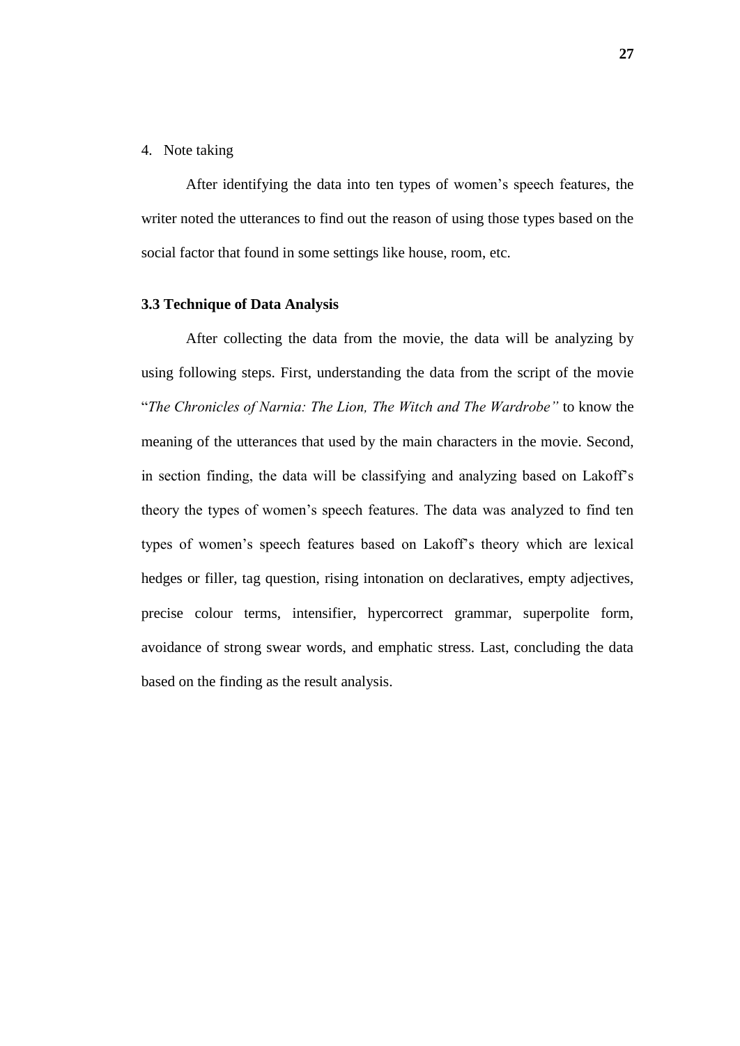4. Note taking

After identifying the data into ten types of women's speech features, the writer noted the utterances to find out the reason of using those types based on the social factor that found in some settings like house, room, etc.

### 3.3 Technique of Data Analysis

After collecting the data from the movie, the data will be analyzing by using following steps. First, understanding the data from the script of the movie "*The Chronicles of Narnia: The Lion, The Witch and The Wardrobe"* to know the meaning of the utterances that used by the main characters in the movie. Second, in section finding, the data will be classifying and analyzing based on Lakoff's theory the types of women's speech features. The data was analyzed to find ten types of women's speech features based on Lakoff's theory which are lexical hedges or filler, tag question, rising intonation on declaratives, empty adjectives, precise colour terms, intensifier, hypercorrect grammar, superpolite form, avoidance of strong swear words, and emphatic stress. Last, concluding the data based on the finding as the result analysis.